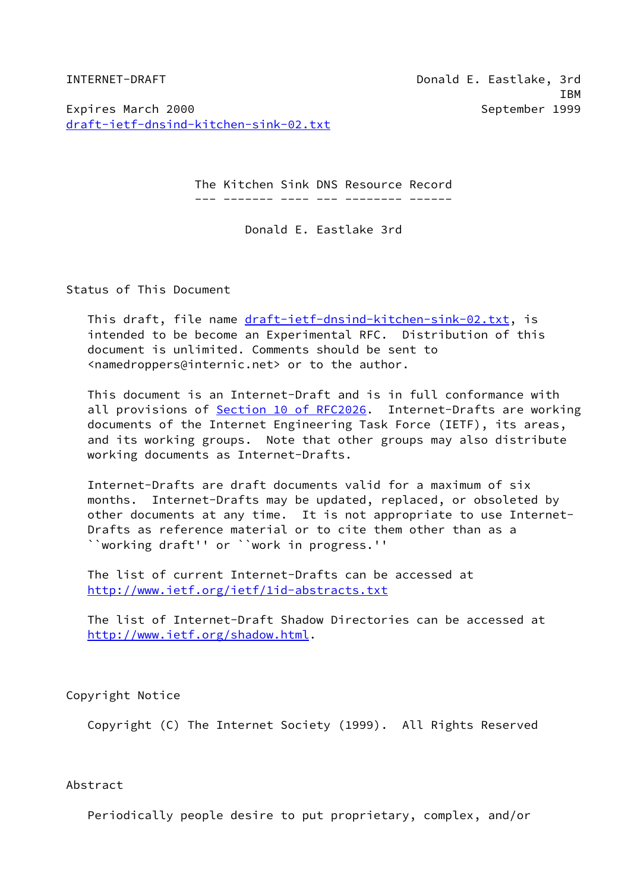INTERNET-DRAFT                                    Donald E. Eastlake, 3rd
IBM
Expires March 2000                                        September 1999
draft-ietf-dnsind-kitchen-sink-02.txt

# The Kitchen Sink DNS Resource Record

Donald E. Eastlake 3rd

## Status of This Document

This draft, file name draft-ietf-dnsind-kitchen-sink-02.txt, is intended to be become an Experimental RFC. Distribution of this document is unlimited. Comments should be sent to <namedroppers@internic.net> or to the author.

This document is an Internet-Draft and is in full conformance with all provisions of Section 10 of RFC2026. Internet-Drafts are working documents of the Internet Engineering Task Force (IETF), its areas, and its working groups. Note that other groups may also distribute working documents as Internet-Drafts.

Internet-Drafts are draft documents valid for a maximum of six months. Internet-Drafts may be updated, replaced, or obsoleted by other documents at any time. It is not appropriate to use Internet-Drafts as reference material or to cite them other than as a ``working draft'' or ``work in progress.''

The list of current Internet-Drafts can be accessed at http://www.ietf.org/ietf/1id-abstracts.txt

The list of Internet-Draft Shadow Directories can be accessed at http://www.ietf.org/shadow.html.

## Copyright Notice

Copyright (C) The Internet Society (1999). All Rights Reserved

## Abstract

Periodically people desire to put proprietary, complex, and/or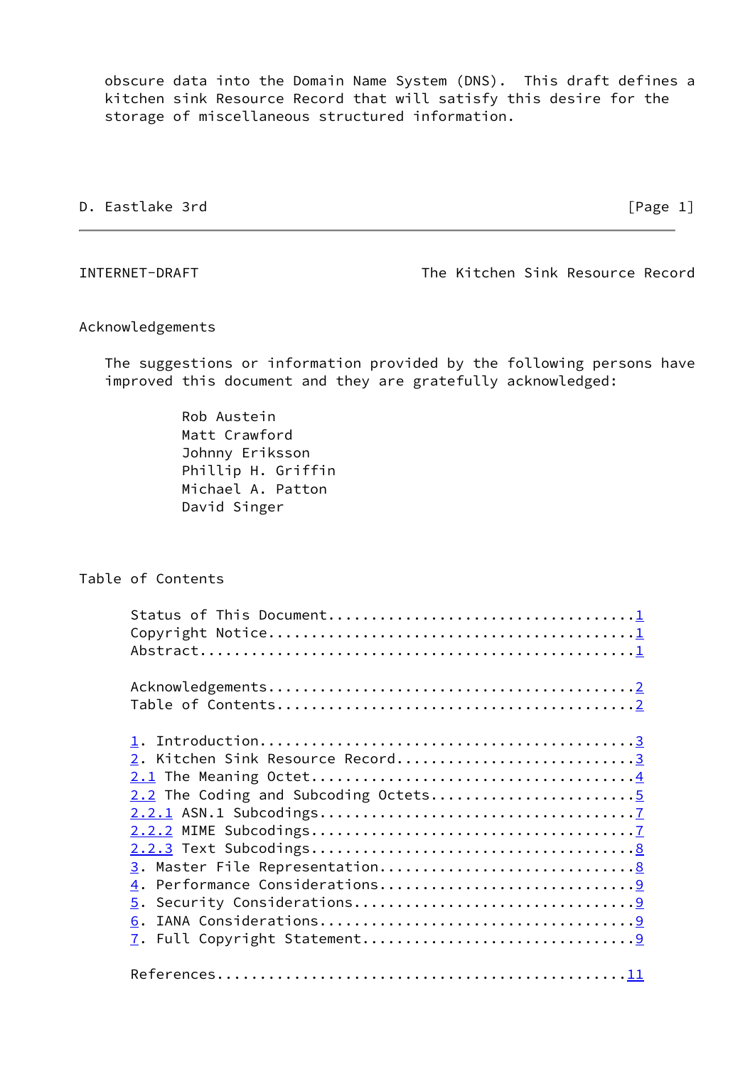obscure data into the Domain Name System (DNS). This draft defines a kitchen sink Resource Record that will satisfy this desire for the storage of miscellaneous structured information.

## Acknowledgements

The suggestions or information provided by the following persons have improved this document and they are gratefully acknowledged:

- Rob Austein
- Matt Crawford
- Johnny Eriksson
- Phillip H. Griffin
- Michael A. Patton
- David Singer

## Table of Contents

```
Status of This Document....................................1
Copyright Notice...........................................1
Abstract...................................................1

Acknowledgements...........................................2
Table of Contents..........................................2

1. Introduction............................................3
2. Kitchen Sink Resource Record............................3
2.1 The Meaning Octet......................................4
2.2 The Coding and Subcoding Octets........................5
2.2.1 ASN.1 Subcodings.....................................7
2.2.2 MIME Subcodings......................................7
2.2.3 Text Subcodings......................................8
3. Master File Representation..............................8
4. Performance Considerations..............................9
5. Security Considerations.................................9
6. IANA Considerations.....................................9
7. Full Copyright Statement................................9

References................................................11
```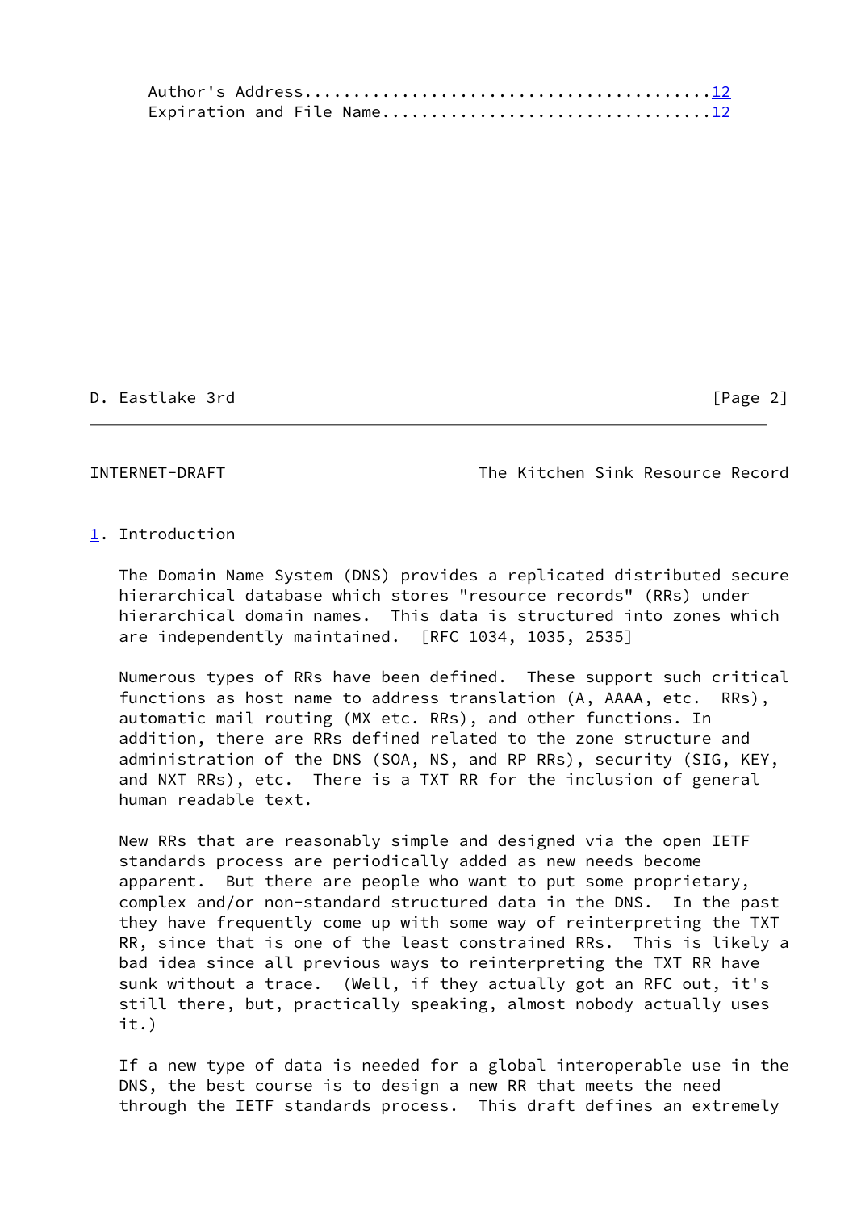Author's Address........................................12
Expiration and File Name................................12

## 1. Introduction

The Domain Name System (DNS) provides a replicated distributed secure hierarchical database which stores "resource records" (RRs) under hierarchical domain names. This data is structured into zones which are independently maintained. [RFC 1034, 1035, 2535]

Numerous types of RRs have been defined. These support such critical functions as host name to address translation (A, AAAA, etc. RRs), automatic mail routing (MX etc. RRs), and other functions. In addition, there are RRs defined related to the zone structure and administration of the DNS (SOA, NS, and RP RRs), security (SIG, KEY, and NXT RRs), etc. There is a TXT RR for the inclusion of general human readable text.

New RRs that are reasonably simple and designed via the open IETF standards process are periodically added as new needs become apparent. But there are people who want to put some proprietary, complex and/or non-standard structured data in the DNS. In the past they have frequently come up with some way of reinterpreting the TXT RR, since that is one of the least constrained RRs. This is likely a bad idea since all previous ways to reinterpreting the TXT RR have sunk without a trace. (Well, if they actually got an RFC out, it's still there, but, practically speaking, almost nobody actually uses it.)

If a new type of data is needed for a global interoperable use in the DNS, the best course is to design a new RR that meets the need through the IETF standards process. This draft defines an extremely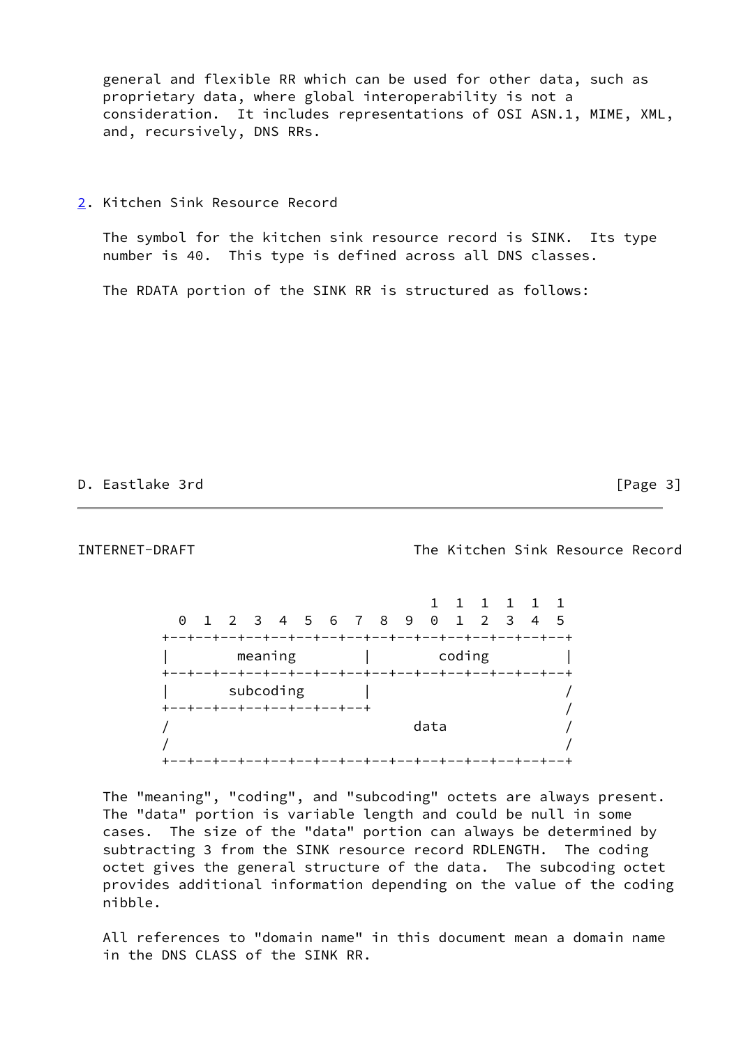general and flexible RR which can be used for other data, such as proprietary data, where global interoperability is not a consideration. It includes representations of OSI ASN.1, MIME, XML, and, recursively, DNS RRs.

## 2. Kitchen Sink Resource Record

The symbol for the kitchen sink resource record is SINK. Its type number is 40. This type is defined across all DNS classes.

The RDATA portion of the SINK RR is structured as follows:

```
                                       1  1  1  1  1  1
         0  1  2  3  4  5  6  7  8  9  0  1  2  3  4  5
        +--+--+--+--+--+--+--+--+--+--+--+--+--+--+--+--+
        |        meaning        |        coding         |
        +--+--+--+--+--+--+--+--+--+--+--+--+--+--+--+--+
        |       subcoding       |                       /
        +--+--+--+--+--+--+--+--+                       /
        /                              data             /
        /                                               /
        +--+--+--+--+--+--+--+--+--+--+--+--+--+--+--+--+
```

The "meaning", "coding", and "subcoding" octets are always present. The "data" portion is variable length and could be null in some cases. The size of the "data" portion can always be determined by subtracting 3 from the SINK resource record RDLENGTH. The coding octet gives the general structure of the data. The subcoding octet provides additional information depending on the value of the coding nibble.

All references to "domain name" in this document mean a domain name in the DNS CLASS of the SINK RR.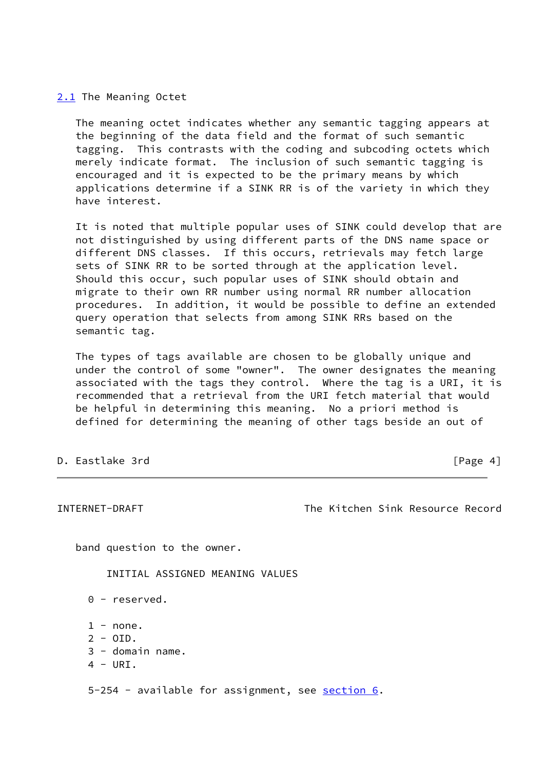## 2.1 The Meaning Octet

The meaning octet indicates whether any semantic tagging appears at the beginning of the data field and the format of such semantic tagging. This contrasts with the coding and subcoding octets which merely indicate format. The inclusion of such semantic tagging is encouraged and it is expected to be the primary means by which applications determine if a SINK RR is of the variety in which they have interest.

It is noted that multiple popular uses of SINK could develop that are not distinguished by using different parts of the DNS name space or different DNS classes. If this occurs, retrievals may fetch large sets of SINK RR to be sorted through at the application level. Should this occur, such popular uses of SINK should obtain and migrate to their own RR number using normal RR number allocation procedures. In addition, it would be possible to define an extended query operation that selects from among SINK RRs based on the semantic tag.

The types of tags available are chosen to be globally unique and under the control of some "owner". The owner designates the meaning associated with the tags they control. Where the tag is a URI, it is recommended that a retrieval from the URI fetch material that would be helpful in determining this meaning. No a priori method is defined for determining the meaning of other tags beside an out of band question to the owner.

INITIAL ASSIGNED MEANING VALUES

0 - reserved.

1 - none.
2 - OID.
3 - domain name.
4 - URI.

5-254 - available for assignment, see section 6.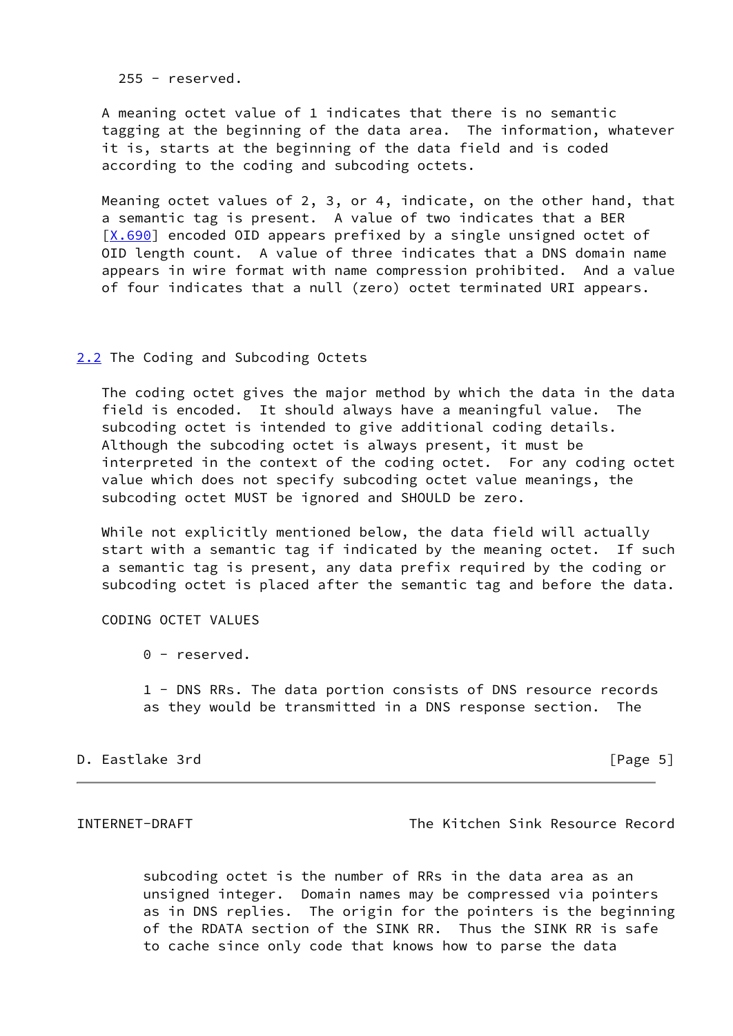255 - reserved.

A meaning octet value of 1 indicates that there is no semantic tagging at the beginning of the data area. The information, whatever it is, starts at the beginning of the data field and is coded according to the coding and subcoding octets.

Meaning octet values of 2, 3, or 4, indicate, on the other hand, that a semantic tag is present. A value of two indicates that a BER [X.690] encoded OID appears prefixed by a single unsigned octet of OID length count. A value of three indicates that a DNS domain name appears in wire format with name compression prohibited. And a value of four indicates that a null (zero) octet terminated URI appears.

## 2.2 The Coding and Subcoding Octets

The coding octet gives the major method by which the data in the data field is encoded. It should always have a meaningful value. The subcoding octet is intended to give additional coding details. Although the subcoding octet is always present, it must be interpreted in the context of the coding octet. For any coding octet value which does not specify subcoding octet value meanings, the subcoding octet MUST be ignored and SHOULD be zero.

While not explicitly mentioned below, the data field will actually start with a semantic tag if indicated by the meaning octet. If such a semantic tag is present, any data prefix required by the coding or subcoding octet is placed after the semantic tag and before the data.

CODING OCTET VALUES

0 - reserved.

1 - DNS RRs. The data portion consists of DNS resource records as they would be transmitted in a DNS response section. The subcoding octet is the number of RRs in the data area as an unsigned integer. Domain names may be compressed via pointers as in DNS replies. The origin for the pointers is the beginning of the RDATA section of the SINK RR. Thus the SINK RR is safe to cache since only code that knows how to parse the data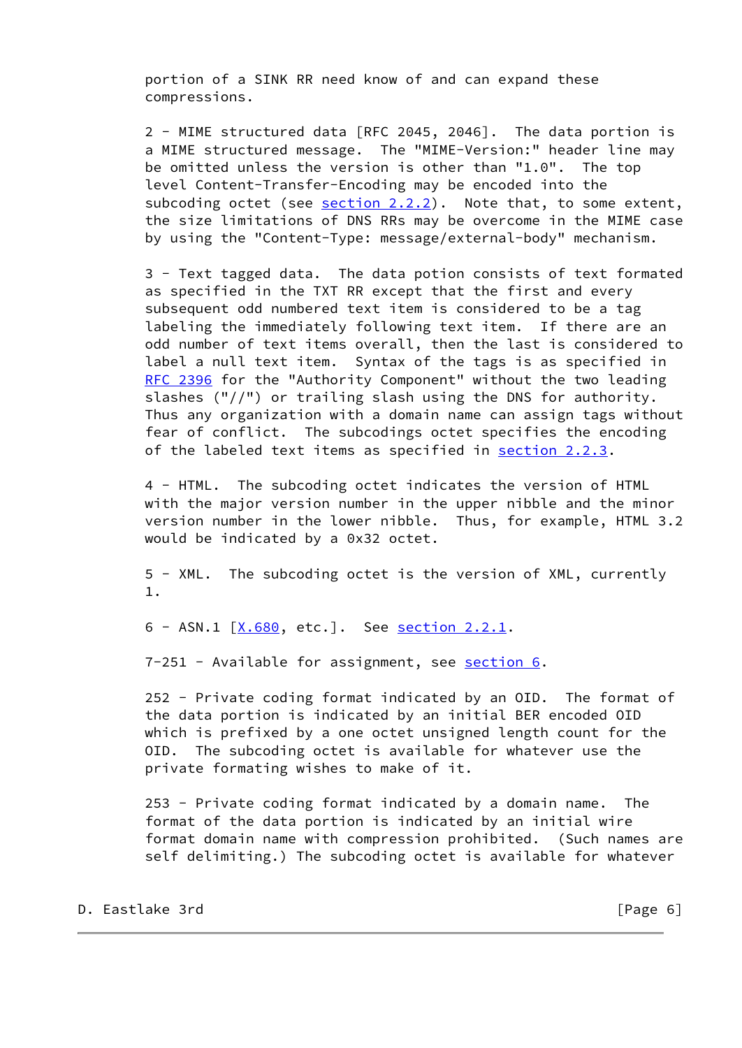portion of a SINK RR need know of and can expand these compressions.

2 - MIME structured data [RFC 2045, 2046]. The data portion is a MIME structured message. The "MIME-Version:" header line may be omitted unless the version is other than "1.0". The top level Content-Transfer-Encoding may be encoded into the subcoding octet (see section 2.2.2). Note that, to some extent, the size limitations of DNS RRs may be overcome in the MIME case by using the "Content-Type: message/external-body" mechanism.

3 - Text tagged data. The data potion consists of text formated as specified in the TXT RR except that the first and every subsequent odd numbered text item is considered to be a tag labeling the immediately following text item. If there are an odd number of text items overall, then the last is considered to label a null text item. Syntax of the tags is as specified in RFC 2396 for the "Authority Component" without the two leading slashes ("//") or trailing slash using the DNS for authority. Thus any organization with a domain name can assign tags without fear of conflict. The subcodings octet specifies the encoding of the labeled text items as specified in section 2.2.3.

4 - HTML. The subcoding octet indicates the version of HTML with the major version number in the upper nibble and the minor version number in the lower nibble. Thus, for example, HTML 3.2 would be indicated by a 0x32 octet.

5 - XML. The subcoding octet is the version of XML, currently 1.

6 - ASN.1 [X.680, etc.]. See section 2.2.1.

7-251 - Available for assignment, see section 6.

252 - Private coding format indicated by an OID. The format of the data portion is indicated by an initial BER encoded OID which is prefixed by a one octet unsigned length count for the OID. The subcoding octet is available for whatever use the private formating wishes to make of it.

253 - Private coding format indicated by a domain name. The format of the data portion is indicated by an initial wire format domain name with compression prohibited. (Such names are self delimiting.) The subcoding octet is available for whatever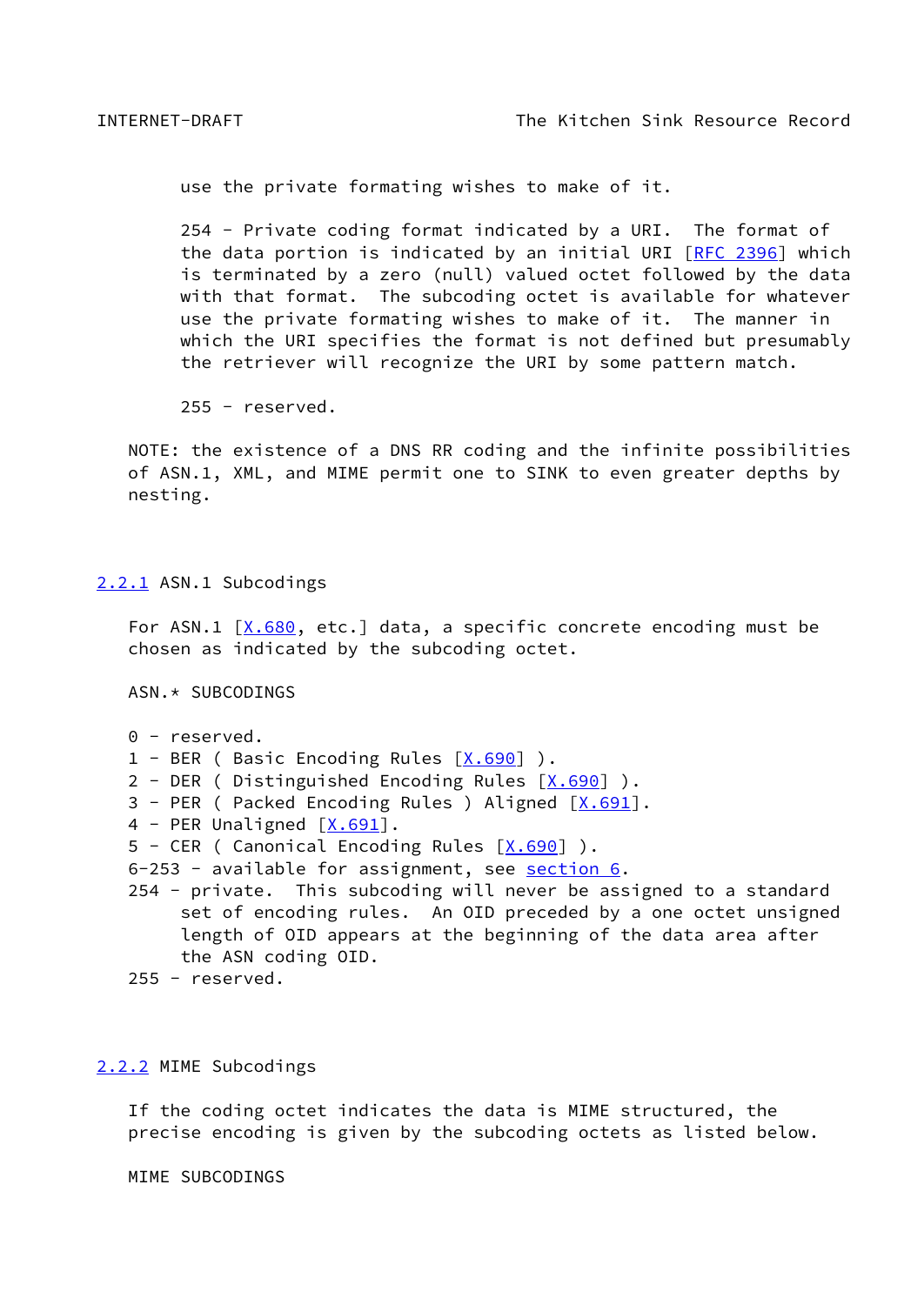use the private formating wishes to make of it.

254 - Private coding format indicated by a URI. The format of the data portion is indicated by an initial URI [RFC 2396] which is terminated by a zero (null) valued octet followed by the data with that format. The subcoding octet is available for whatever use the private formating wishes to make of it. The manner in which the URI specifies the format is not defined but presumably the retriever will recognize the URI by some pattern match.

255 - reserved.

NOTE: the existence of a DNS RR coding and the infinite possibilities of ASN.1, XML, and MIME permit one to SINK to even greater depths by nesting.

### 2.2.1 ASN.1 Subcodings

For ASN.1 [X.680, etc.] data, a specific concrete encoding must be chosen as indicated by the subcoding octet.

ASN.* SUBCODINGS

0 - reserved.  
1 - BER ( Basic Encoding Rules [X.690] ).  
2 - DER ( Distinguished Encoding Rules [X.690] ).  
3 - PER ( Packed Encoding Rules ) Aligned [X.691].  
4 - PER Unaligned [X.691].  
5 - CER ( Canonical Encoding Rules [X.690] ).  
6-253 - available for assignment, see section 6.  
254 - private. This subcoding will never be assigned to a standard set of encoding rules. An OID preceded by a one octet unsigned length of OID appears at the beginning of the data area after the ASN coding OID.  
255 - reserved.

### 2.2.2 MIME Subcodings

If the coding octet indicates the data is MIME structured, the precise encoding is given by the subcoding octets as listed below.

MIME SUBCODINGS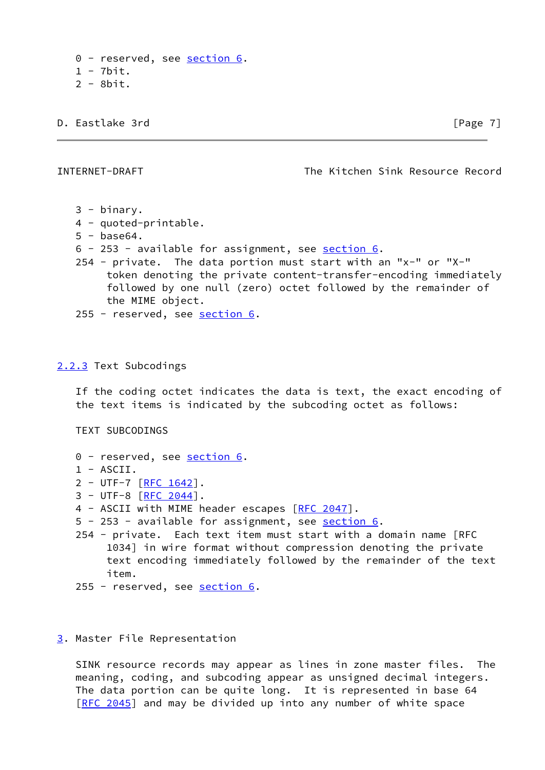0 - reserved, see section 6.
1 - 7bit.
2 - 8bit.
3 - binary.
4 - quoted-printable.
5 - base64.
6 - 253 - available for assignment, see section 6.
254 - private. The data portion must start with an "x-" or "X-" token denoting the private content-transfer-encoding immediately followed by one null (zero) octet followed by the remainder of the MIME object.
255 - reserved, see section 6.

### 2.2.3 Text Subcodings

If the coding octet indicates the data is text, the exact encoding of the text items is indicated by the subcoding octet as follows:

TEXT SUBCODINGS

0 - reserved, see section 6.
1 - ASCII.
2 - UTF-7 [RFC 1642].
3 - UTF-8 [RFC 2044].
4 - ASCII with MIME header escapes [RFC 2047].
5 - 253 - available for assignment, see section 6.
254 - private. Each text item must start with a domain name [RFC 1034] in wire format without compression denoting the private text encoding immediately followed by the remainder of the text item.
255 - reserved, see section 6.

## 3. Master File Representation

SINK resource records may appear as lines in zone master files. The meaning, coding, and subcoding appear as unsigned decimal integers. The data portion can be quite long. It is represented in base 64 [RFC 2045] and may be divided up into any number of white space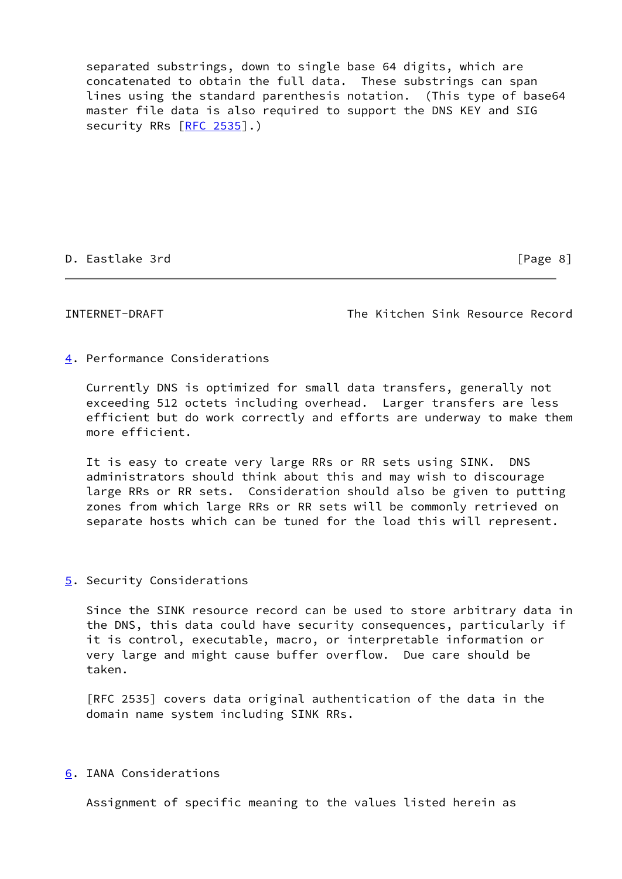separated substrings, down to single base 64 digits, which are concatenated to obtain the full data. These substrings can span lines using the standard parenthesis notation. (This type of base64 master file data is also required to support the DNS KEY and SIG security RRs [RFC 2535].)

## 4. Performance Considerations

Currently DNS is optimized for small data transfers, generally not exceeding 512 octets including overhead. Larger transfers are less efficient but do work correctly and efforts are underway to make them more efficient.

It is easy to create very large RRs or RR sets using SINK. DNS administrators should think about this and may wish to discourage large RRs or RR sets. Consideration should also be given to putting zones from which large RRs or RR sets will be commonly retrieved on separate hosts which can be tuned for the load this will represent.

## 5. Security Considerations

Since the SINK resource record can be used to store arbitrary data in the DNS, this data could have security consequences, particularly if it is control, executable, macro, or interpretable information or very large and might cause buffer overflow. Due care should be taken.

[RFC 2535] covers data original authentication of the data in the domain name system including SINK RRs.

## 6. IANA Considerations

Assignment of specific meaning to the values listed herein as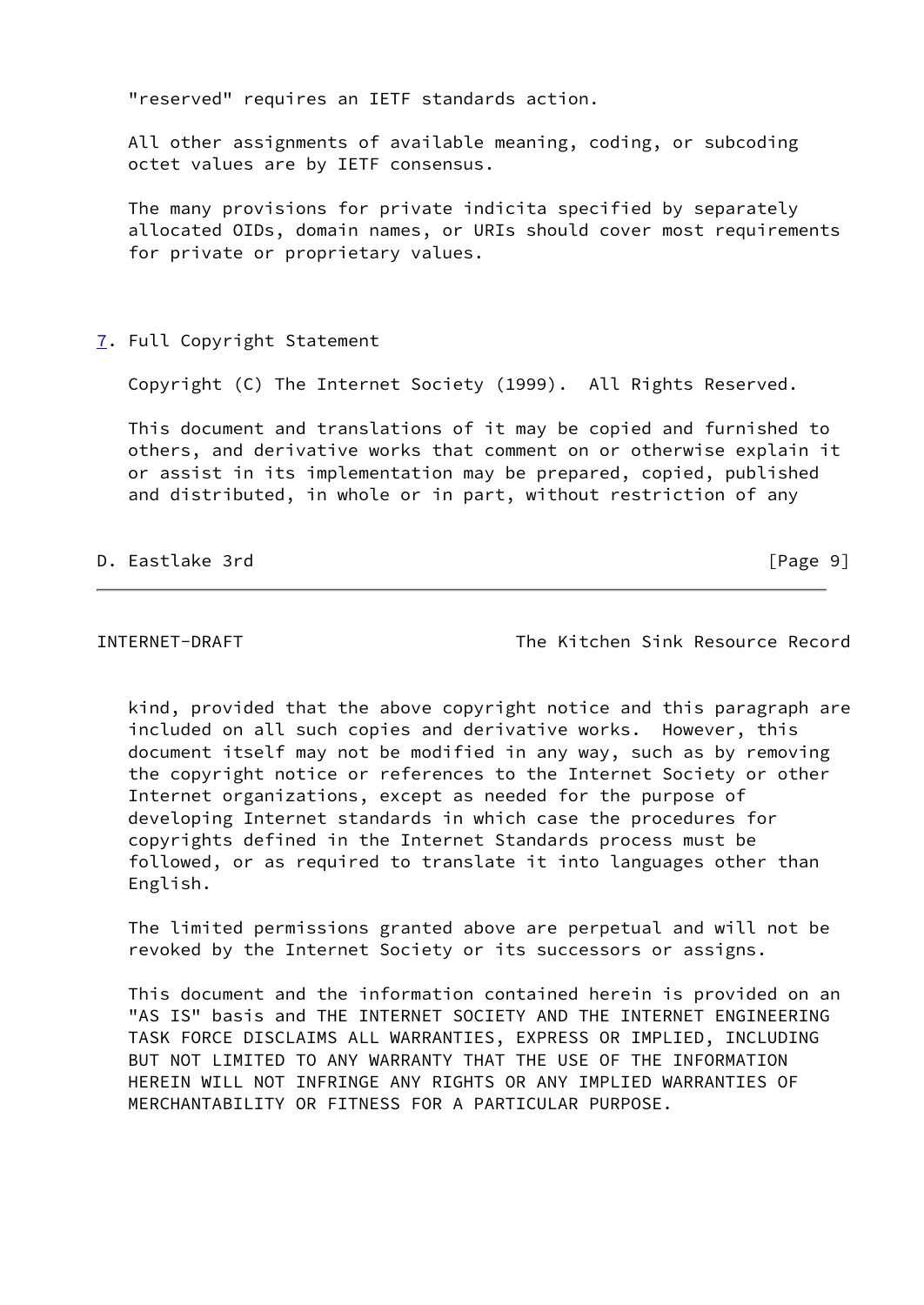"reserved" requires an IETF standards action.

All other assignments of available meaning, coding, or subcoding octet values are by IETF consensus.

The many provisions for private indicita specified by separately allocated OIDs, domain names, or URIs should cover most requirements for private or proprietary values.

## 7. Full Copyright Statement

Copyright (C) The Internet Society (1999). All Rights Reserved.

This document and translations of it may be copied and furnished to others, and derivative works that comment on or otherwise explain it or assist in its implementation may be prepared, copied, published and distributed, in whole or in part, without restriction of any kind, provided that the above copyright notice and this paragraph are included on all such copies and derivative works. However, this document itself may not be modified in any way, such as by removing the copyright notice or references to the Internet Society or other Internet organizations, except as needed for the purpose of developing Internet standards in which case the procedures for copyrights defined in the Internet Standards process must be followed, or as required to translate it into languages other than English.

The limited permissions granted above are perpetual and will not be revoked by the Internet Society or its successors or assigns.

This document and the information contained herein is provided on an "AS IS" basis and THE INTERNET SOCIETY AND THE INTERNET ENGINEERING TASK FORCE DISCLAIMS ALL WARRANTIES, EXPRESS OR IMPLIED, INCLUDING BUT NOT LIMITED TO ANY WARRANTY THAT THE USE OF THE INFORMATION HEREIN WILL NOT INFRINGE ANY RIGHTS OR ANY IMPLIED WARRANTIES OF MERCHANTABILITY OR FITNESS FOR A PARTICULAR PURPOSE.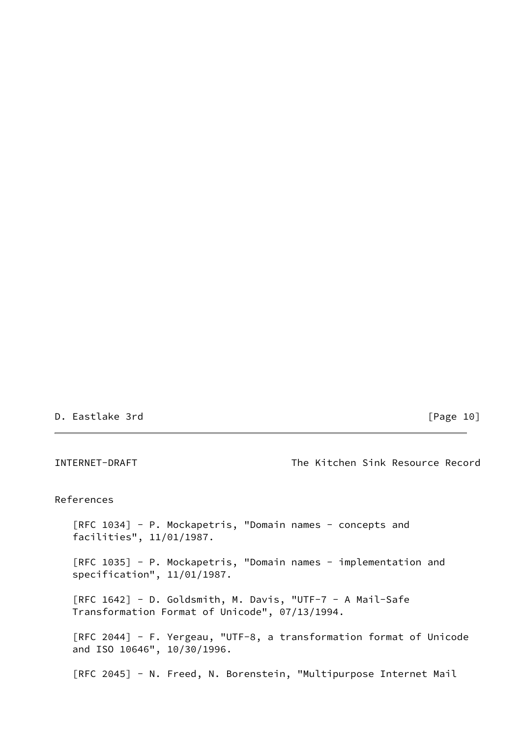## References

[RFC 1034] - P. Mockapetris, "Domain names - concepts and facilities", 11/01/1987.

[RFC 1035] - P. Mockapetris, "Domain names - implementation and specification", 11/01/1987.

[RFC 1642] - D. Goldsmith, M. Davis, "UTF-7 - A Mail-Safe Transformation Format of Unicode", 07/13/1994.

[RFC 2044] - F. Yergeau, "UTF-8, a transformation format of Unicode and ISO 10646", 10/30/1996.

[RFC 2045] - N. Freed, N. Borenstein, "Multipurpose Internet Mail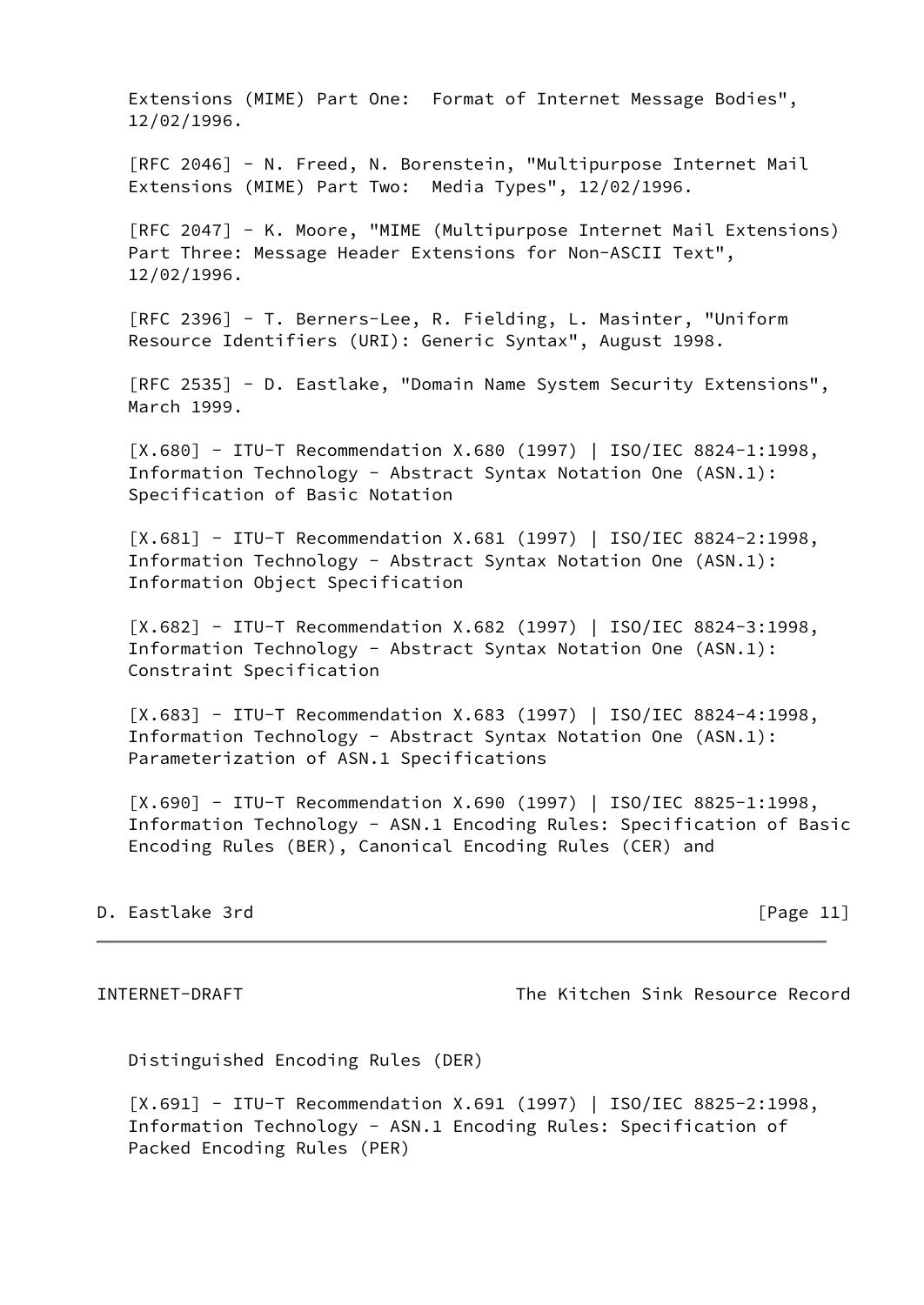Extensions (MIME) Part One:  Format of Internet Message Bodies", 12/02/1996.

[RFC 2046] - N. Freed, N. Borenstein, "Multipurpose Internet Mail Extensions (MIME) Part Two:  Media Types", 12/02/1996.

[RFC 2047] - K. Moore, "MIME (Multipurpose Internet Mail Extensions) Part Three: Message Header Extensions for Non-ASCII Text", 12/02/1996.

[RFC 2396] - T. Berners-Lee, R. Fielding, L. Masinter, "Uniform Resource Identifiers (URI): Generic Syntax", August 1998.

[RFC 2535] - D. Eastlake, "Domain Name System Security Extensions", March 1999.

[X.680] - ITU-T Recommendation X.680 (1997) | ISO/IEC 8824-1:1998, Information Technology - Abstract Syntax Notation One (ASN.1): Specification of Basic Notation

[X.681] - ITU-T Recommendation X.681 (1997) | ISO/IEC 8824-2:1998, Information Technology - Abstract Syntax Notation One (ASN.1): Information Object Specification

[X.682] - ITU-T Recommendation X.682 (1997) | ISO/IEC 8824-3:1998, Information Technology - Abstract Syntax Notation One (ASN.1): Constraint Specification

[X.683] - ITU-T Recommendation X.683 (1997) | ISO/IEC 8824-4:1998, Information Technology - Abstract Syntax Notation One (ASN.1): Parameterization of ASN.1 Specifications

[X.690] - ITU-T Recommendation X.690 (1997) | ISO/IEC 8825-1:1998, Information Technology - ASN.1 Encoding Rules: Specification of Basic Encoding Rules (BER), Canonical Encoding Rules (CER) and Distinguished Encoding Rules (DER)

[X.691] - ITU-T Recommendation X.691 (1997) | ISO/IEC 8825-2:1998, Information Technology - ASN.1 Encoding Rules: Specification of Packed Encoding Rules (PER)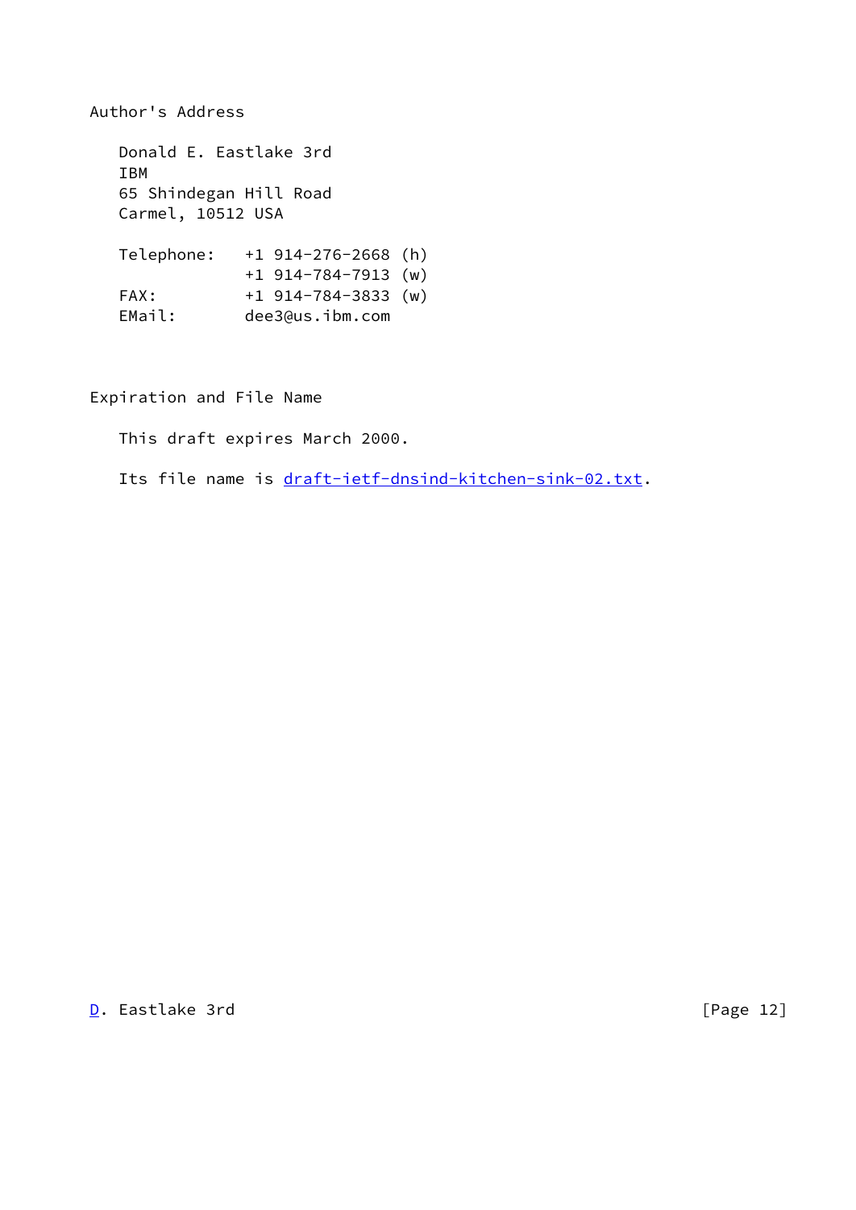## Author's Address

Donald E. Eastlake 3rd
IBM
65 Shindegan Hill Road
Carmel, 10512 USA

| | |
|---|---|
| Telephone: | +1 914-276-2668 (h) |
| | +1 914-784-7913 (w) |
| FAX: | +1 914-784-3833 (w) |
| EMail: | dee3@us.ibm.com |

## Expiration and File Name

This draft expires March 2000.

Its file name is draft-ietf-dnsind-kitchen-sink-02.txt.